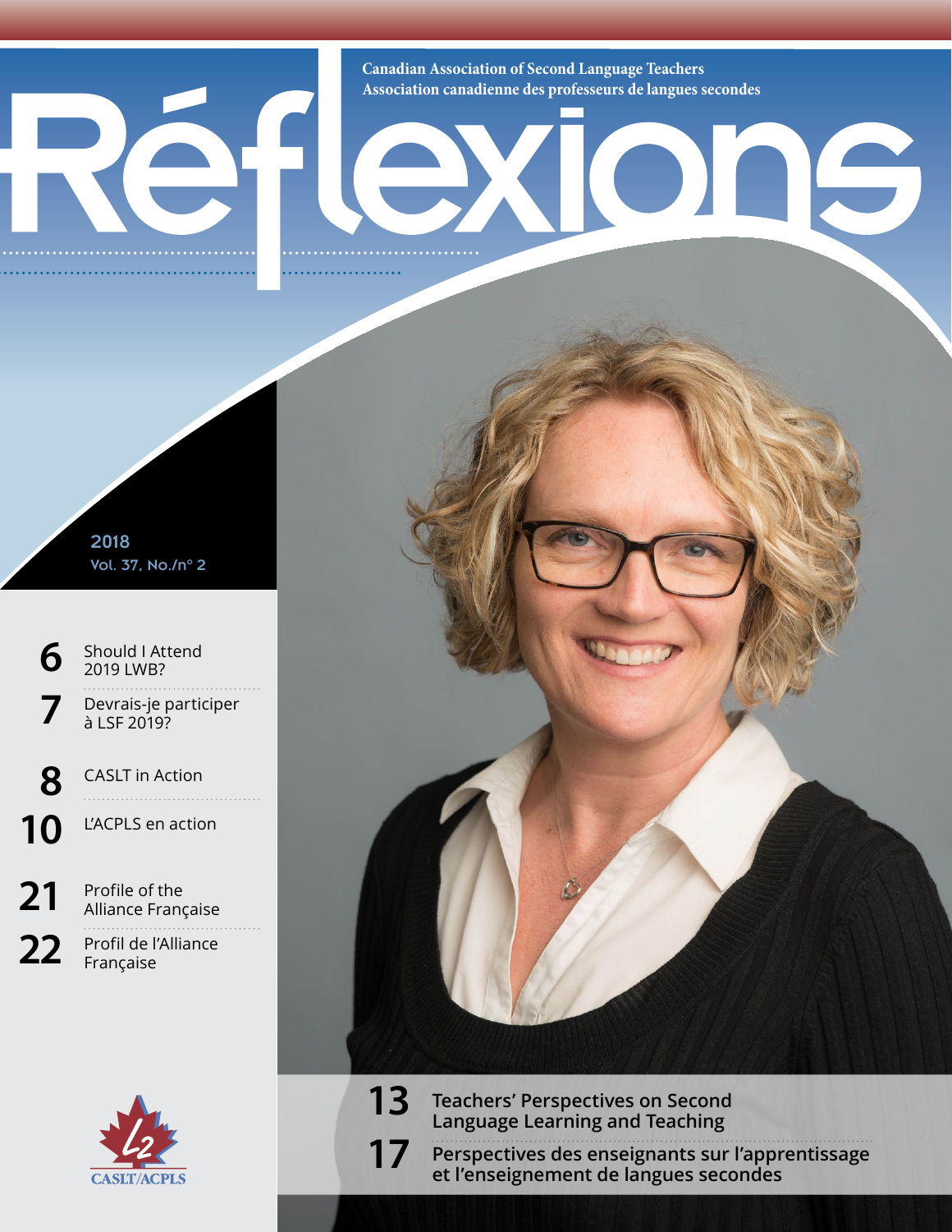Canadian Association of Second Language Teachers
Association canadienne des professeurs de langues secondes

# Réflexions

2018
Vol. 37, No./n° 2

- **6** Should I Attend 2019 LWB?
- **7** Devrais-je participer à LSF 2019?
- **8** CASLT in Action
- **10** L'ACPLS en action
- **21** Profile of the Alliance Française
- **22** Profil de l'Alliance Française

- **13** Teachers' Perspectives on Second Language Learning and Teaching
- **17** Perspectives des enseignants sur l'apprentissage et l'enseignement de langues secondes

CASLT/ACPLS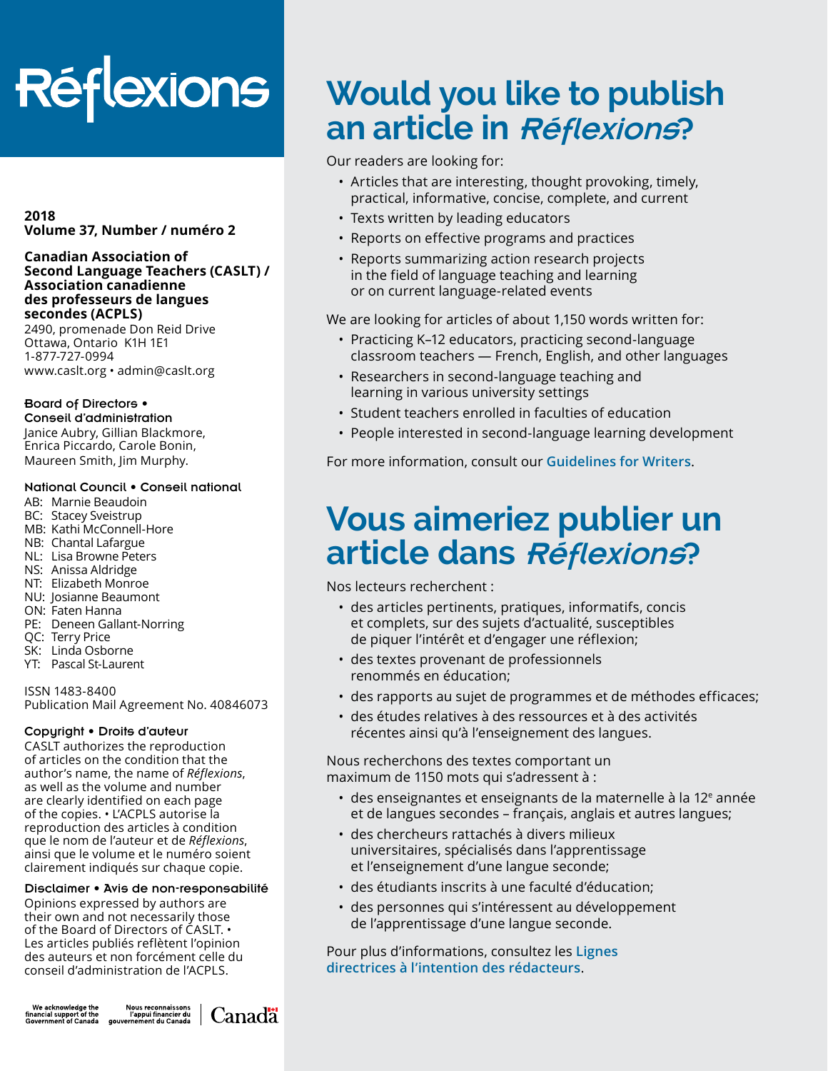# Réflexions

**2018**
**Volume 37, Number / numéro 2**

**Canadian Association of Second Language Teachers (CASLT) / Association canadienne des professeurs de langues secondes (ACPLS)**
2490, promenade Don Reid Drive
Ottawa, Ontario K1H 1E1
1-877-727-0994
www.caslt.org • admin@caslt.org

**Board of Directors • Conseil d'administration**
Janice Aubry, Gillian Blackmore, Enrica Piccardo, Carole Bonin, Maureen Smith, Jim Murphy.

**National Council • Conseil national**
AB: Marnie Beaudoin
BC: Stacey Sveistrup
MB: Kathi McConnell-Hore
NB: Chantal Lafargue
NL: Lisa Browne Peters
NS: Anissa Aldridge
NT: Elizabeth Monroe
NU: Josianne Beaumont
ON: Faten Hanna
PE: Deneen Gallant-Norring
QC: Terry Price
SK: Linda Osborne
YT: Pascal St-Laurent

ISSN 1483-8400
Publication Mail Agreement No. 40846073

**Copyright • Droits d'auteur**
CASLT authorizes the reproduction of articles on the condition that the author's name, the name of *Réflexions*, as well as the volume and number are clearly identified on each page of the copies. • L'ACPLS autorise la reproduction des articles à condition que le nom de l'auteur et de *Réflexions*, ainsi que le volume et le numéro soient clairement indiqués sur chaque copie.

**Disclaimer • Avis de non-responsabilité**
Opinions expressed by authors are their own and not necessarily those of the Board of Directors of CASLT. • Les articles publiés reflètent l'opinion des auteurs et non forcément celle du conseil d'administration de l'ACPLS.

We acknowledge the financial support of the Government of Canada
Nous reconnaissons l'appui financier du gouvernement du Canada
Canada

## Would you like to publish an article in *Réflexions*?

Our readers are looking for:

- Articles that are interesting, thought provoking, timely, practical, informative, concise, complete, and current
- Texts written by leading educators
- Reports on effective programs and practices
- Reports summarizing action research projects in the field of language teaching and learning or on current language-related events

We are looking for articles of about 1,150 words written for:

- Practicing K–12 educators, practicing second-language classroom teachers — French, English, and other languages
- Researchers in second-language teaching and learning in various university settings
- Student teachers enrolled in faculties of education
- People interested in second-language learning development

For more information, consult our **Guidelines for Writers**.

## Vous aimeriez publier un article dans *Réflexions*?

Nos lecteurs recherchent :

- des articles pertinents, pratiques, informatifs, concis et complets, sur des sujets d'actualité, susceptibles de piquer l'intérêt et d'engager une réflexion;
- des textes provenant de professionnels renommés en éducation;
- des rapports au sujet de programmes et de méthodes efficaces;
- des études relatives à des ressources et à des activités récentes ainsi qu'à l'enseignement des langues.

Nous recherchons des textes comportant un maximum de 1150 mots qui s'adressent à :

- des enseignantes et enseignants de la maternelle à la 12e année et de langues secondes – français, anglais et autres langues;
- des chercheurs rattachés à divers milieux universitaires, spécialisés dans l'apprentissage et l'enseignement d'une langue seconde;
- des étudiants inscrits à une faculté d'éducation;
- des personnes qui s'intéressent au développement de l'apprentissage d'une langue seconde.

Pour plus d'informations, consultez les **Lignes directrices à l'intention des rédacteurs**.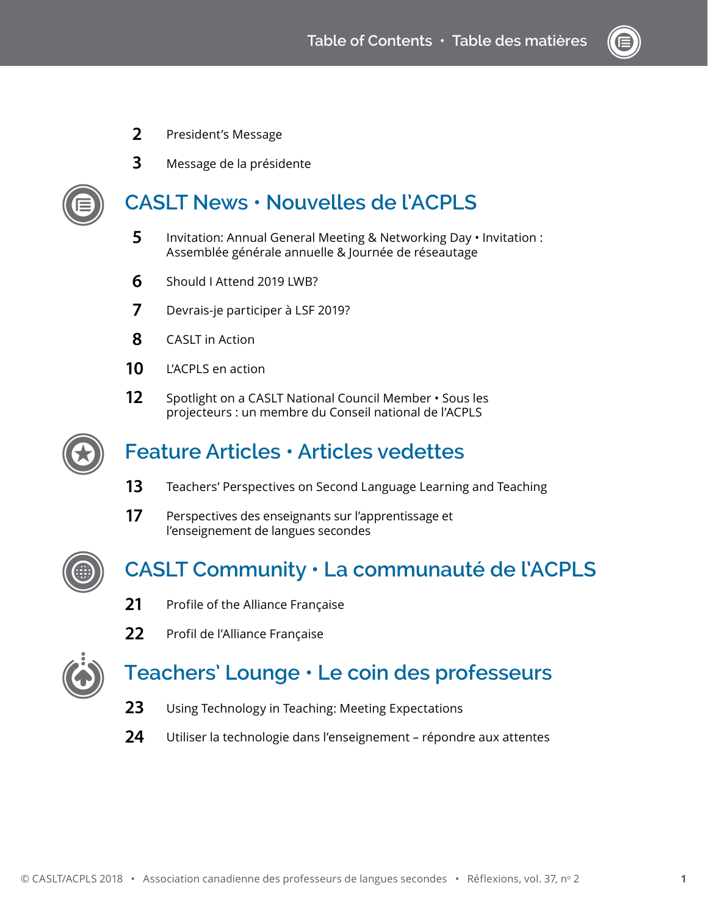# Table of Contents • Table des matières

2 President's Message

3 Message de la présidente

## CASLT News • Nouvelles de l'ACPLS

5 Invitation: Annual General Meeting & Networking Day • Invitation : Assemblée générale annuelle & Journée de réseautage

6 Should I Attend 2019 LWB?

7 Devrais-je participer à LSF 2019?

8 CASLT in Action

10 L'ACPLS en action

12 Spotlight on a CASLT National Council Member • Sous les projecteurs : un membre du Conseil national de l'ACPLS

## Feature Articles • Articles vedettes

13 Teachers' Perspectives on Second Language Learning and Teaching

17 Perspectives des enseignants sur l'apprentissage et l'enseignement de langues secondes

## CASLT Community • La communauté de l'ACPLS

21 Profile of the Alliance Française

22 Profil de l'Alliance Française

## Teachers' Lounge • Le coin des professeurs

23 Using Technology in Teaching: Meeting Expectations

24 Utiliser la technologie dans l'enseignement – répondre aux attentes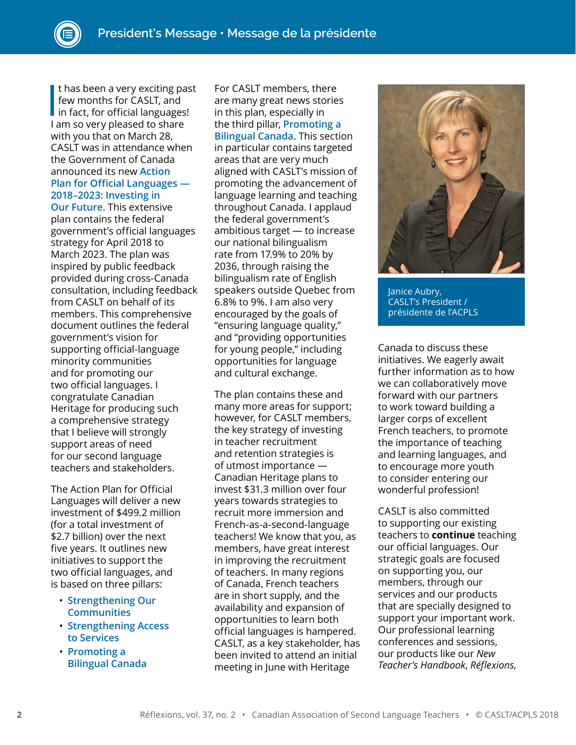## President's Message • Message de la présidente

It has been a very exciting past few months for CASLT, and in fact, for official languages! I am so very pleased to share with you that on March 28, CASLT was in attendance when the Government of Canada announced its new Action Plan for Official Languages — 2018–2023: Investing in Our Future. This extensive plan contains the federal government's official languages strategy for April 2018 to March 2023. The plan was inspired by public feedback provided during cross-Canada consultation, including feedback from CASLT on behalf of its members. This comprehensive document outlines the federal government's vision for supporting official-language minority communities and for promoting our two official languages. I congratulate Canadian Heritage for producing such a comprehensive strategy that I believe will strongly support areas of need for our second language teachers and stakeholders.

The Action Plan for Official Languages will deliver a new investment of $499.2 million (for a total investment of $2.7 billion) over the next five years. It outlines new initiatives to support the two official languages, and is based on three pillars:

- Strengthening Our Communities
- Strengthening Access to Services
- Promoting a Bilingual Canada

For CASLT members, there are many great news stories in this plan, especially in the third pillar, Promoting a Bilingual Canada. This section in particular contains targeted areas that are very much aligned with CASLT's mission of promoting the advancement of language learning and teaching throughout Canada. I applaud the federal government's ambitious target — to increase our national bilingualism rate from 17.9% to 20% by 2036, through raising the bilingualism rate of English speakers outside Quebec from 6.8% to 9%. I am also very encouraged by the goals of "ensuring language quality," and "providing opportunities for young people," including opportunities for language and cultural exchange.

The plan contains these and many more areas for support; however, for CASLT members, the key strategy of investing in teacher recruitment and retention strategies is of utmost importance — Canadian Heritage plans to invest $31.3 million over four years towards strategies to recruit more immersion and French-as-a-second-language teachers! We know that you, as members, have great interest in improving the recruitment of teachers. In many regions of Canada, French teachers are in short supply, and the availability and expansion of opportunities to learn both official languages is hampered. CASLT, as a key stakeholder, has been invited to attend an initial meeting in June with Heritage Canada to discuss these initiatives. We eagerly await further information as to how we can collaboratively move forward with our partners to work toward building a larger corps of excellent French teachers, to promote the importance of teaching and learning languages, and to encourage more youth to consider entering our wonderful profession!

Janice Aubry,
CASLT's President /
présidente de l'ACPLS

CASLT is also committed to supporting our existing teachers to **continue** teaching our official languages. Our strategic goals are focused on supporting you, our members, through our services and our products that are specially designed to support your important work. Our professional learning conferences and sessions, our products like our *New Teacher's Handbook*, *Réflexions,*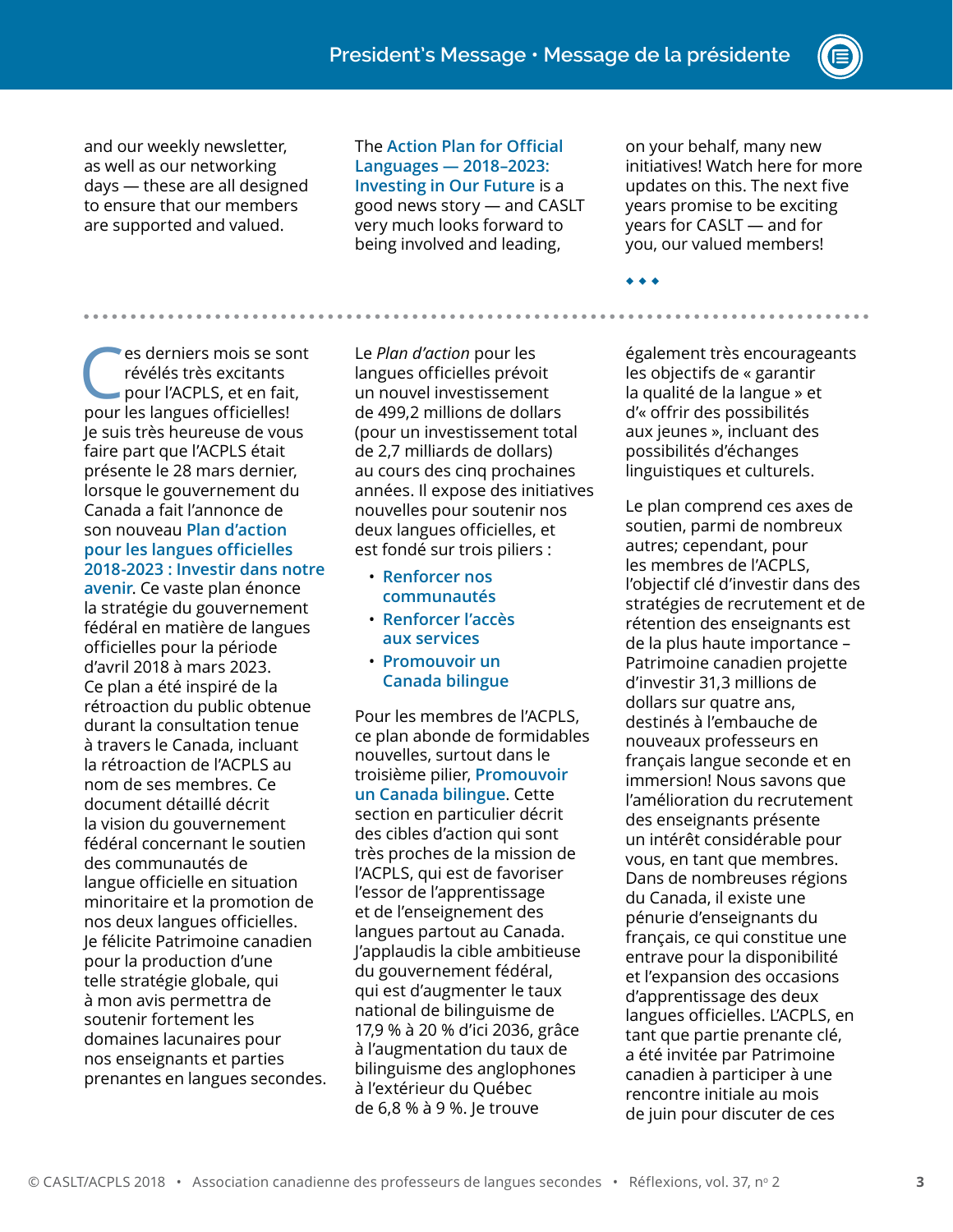and our weekly newsletter, as well as our networking days — these are all designed to ensure that our members are supported and valued.

The Action Plan for Official Languages — 2018–2023: Investing in Our Future is a good news story — and CASLT very much looks forward to being involved and leading, on your behalf, many new initiatives! Watch here for more updates on this. The next five years promise to be exciting years for CASLT — and for you, our valued members!

◆ ◆ ◆

---

Ces derniers mois se sont révélés très excitants pour l'ACPLS, et en fait, pour les langues officielles! Je suis très heureuse de vous faire part que l'ACPLS était présente le 28 mars dernier, lorsque le gouvernement du Canada a fait l'annonce de son nouveau Plan d'action pour les langues officielles 2018-2023 : Investir dans notre avenir. Ce vaste plan énonce la stratégie du gouvernement fédéral en matière de langues officielles pour la période d'avril 2018 à mars 2023. Ce plan a été inspiré de la rétroaction du public obtenue durant la consultation tenue à travers le Canada, incluant la rétroaction de l'ACPLS au nom de ses membres. Ce document détaillé décrit la vision du gouvernement fédéral concernant le soutien des communautés de langue officielle en situation minoritaire et la promotion de nos deux langues officielles. Je félicite Patrimoine canadien pour la production d'une telle stratégie globale, qui à mon avis permettra de soutenir fortement les domaines lacunaires pour nos enseignants et parties prenantes en langues secondes.

Le *Plan d'action* pour les langues officielles prévoit un nouvel investissement de 499,2 millions de dollars (pour un investissement total de 2,7 milliards de dollars) au cours des cinq prochaines années. Il expose des initiatives nouvelles pour soutenir nos deux langues officielles, et est fondé sur trois piliers :

- Renforcer nos communautés
- Renforcer l'accès aux services
- Promouvoir un Canada bilingue

Pour les membres de l'ACPLS, ce plan abonde de formidables nouvelles, surtout dans le troisième pilier, Promouvoir un Canada bilingue. Cette section en particulier décrit des cibles d'action qui sont très proches de la mission de l'ACPLS, qui est de favoriser l'essor de l'apprentissage et de l'enseignement des langues partout au Canada. J'applaudis la cible ambitieuse du gouvernement fédéral, qui est d'augmenter le taux national de bilinguisme de 17,9 % à 20 % d'ici 2036, grâce à l'augmentation du taux de bilinguisme des anglophones à l'extérieur du Québec de 6,8 % à 9 %. Je trouve également très encourageants les objectifs de « garantir la qualité de la langue » et d'« offrir des possibilités aux jeunes », incluant des possibilités d'échanges linguistiques et culturels.

Le plan comprend ces axes de soutien, parmi de nombreux autres; cependant, pour les membres de l'ACPLS, l'objectif clé d'investir dans des stratégies de recrutement et de rétention des enseignants est de la plus haute importance – Patrimoine canadien projette d'investir 31,3 millions de dollars sur quatre ans, destinés à l'embauche de nouveaux professeurs en français langue seconde et en immersion! Nous savons que l'amélioration du recrutement des enseignants présente un intérêt considérable pour vous, en tant que membres. Dans de nombreuses régions du Canada, il existe une pénurie d'enseignants du français, ce qui constitue une entrave pour la disponibilité et l'expansion des occasions d'apprentissage des deux langues officielles. L'ACPLS, en tant que partie prenante clé, a été invitée par Patrimoine canadien à participer à une rencontre initiale au mois de juin pour discuter de ces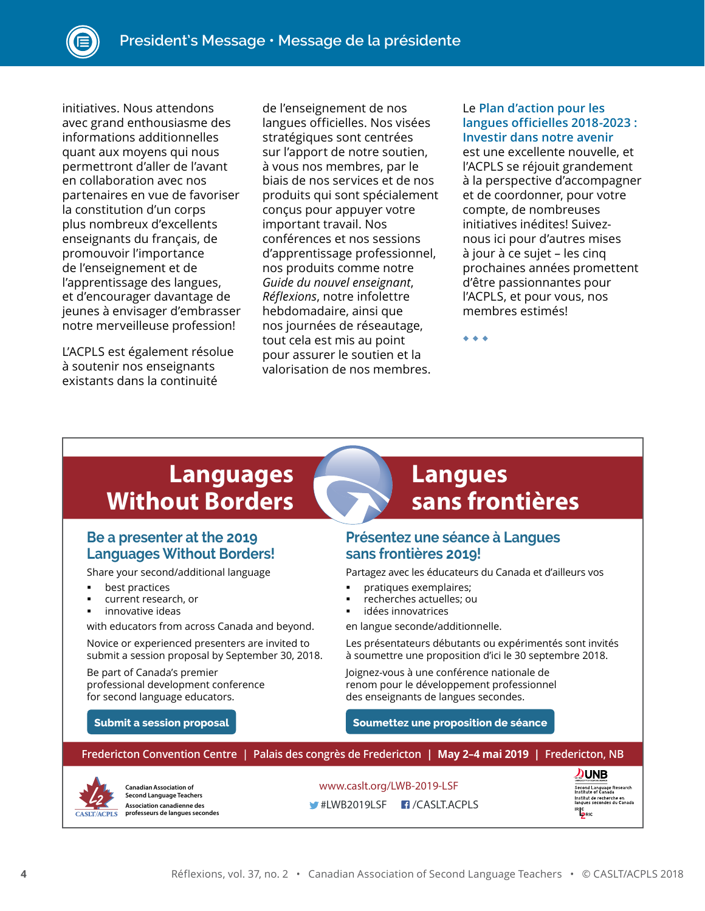initiatives. Nous attendons avec grand enthousiasme des informations additionnelles quant aux moyens qui nous permettront d'aller de l'avant en collaboration avec nos partenaires en vue de favoriser la constitution d'un corps plus nombreux d'excellents enseignants du français, de promouvoir l'importance de l'enseignement et de l'apprentissage des langues, et d'encourager davantage de jeunes à envisager d'embrasser notre merveilleuse profession!

L'ACPLS est également résolue à soutenir nos enseignants existants dans la continuité de l'enseignement de nos langues officielles. Nos visées stratégiques sont centrées sur l'apport de notre soutien, à vous nos membres, par le biais de nos services et de nos produits qui sont spécialement conçus pour appuyer votre important travail. Nos conférences et nos sessions d'apprentissage professionnel, nos produits comme notre *Guide du nouvel enseignant*, *Réflexions*, notre infolettre hebdomadaire, ainsi que nos journées de réseautage, tout cela est mis au point pour assurer le soutien et la valorisation de nos membres.

Le Plan d'action pour les langues officielles 2018-2023 : Investir dans notre avenir est une excellente nouvelle, et l'ACPLS se réjouit grandement à la perspective d'accompagner et de coordonner, pour votre compte, de nombreuses initiatives inédites! Suivez-nous ici pour d'autres mises à jour à ce sujet – les cinq prochaines années promettent d'être passionnantes pour l'ACPLS, et pour vous, nos membres estimés!

◆ ◆ ◆

---

# Languages Without Borders | Langues sans frontières

## Be a presenter at the 2019 Languages Without Borders!

Share your second/additional language

- best practices
- current research, or
- innovative ideas

with educators from across Canada and beyond.

Novice or experienced presenters are invited to submit a session proposal by September 30, 2018.

Be part of Canada's premier professional development conference for second language educators.

**Submit a session proposal**

## Présentez une séance à Langues sans frontières 2019!

Partagez avec les éducateurs du Canada et d'ailleurs vos

- pratiques exemplaires;
- recherches actuelles; ou
- idées innovatrices

en langue seconde/additionnelle.

Les présentateurs débutants ou expérimentés sont invités à soumettre une proposition d'ici le 30 septembre 2018.

Joignez-vous à une conférence nationale de renom pour le développement professionnel des enseignants de langues secondes.

**Soumettez une proposition de séance**

Fredericton Convention Centre | Palais des congrès de Fredericton | May 2–4 mai 2019 | Fredericton, NB

Canadian Association of Second Language Teachers
Association canadienne des professeurs de langues secondes
CASLT/ACPLS

www.caslt.org/LWB-2019-LSF

#LWB2019LSF /CASLT.ACPLS

UNB Second Language Research Institute of Canada
Institut de recherche en langues secondes du Canada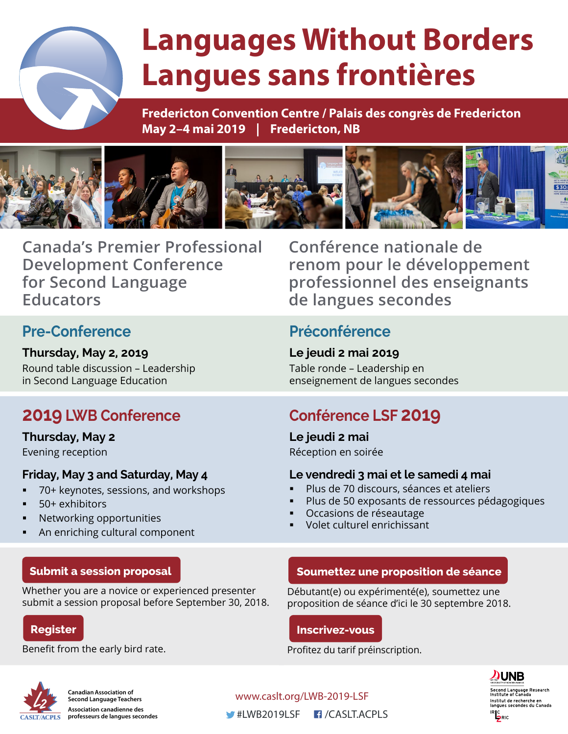# Languages Without Borders
# Langues sans frontières

**Fredericton Convention Centre / Palais des congrès de Fredericton**
**May 2–4 mai 2019 | Fredericton, NB**

## Canada's Premier Professional Development Conference for Second Language Educators

## Conférence nationale de renom pour le développement professionnel des enseignants de langues secondes

### Pre-Conference

**Thursday, May 2, 2019**

Round table discussion – Leadership in Second Language Education

### Préconférence

**Le jeudi 2 mai 2019**

Table ronde – Leadership en enseignement de langues secondes

### 2019 LWB Conference

**Thursday, May 2**

Evening reception

**Friday, May 3 and Saturday, May 4**

- 70+ keynotes, sessions, and workshops
- 50+ exhibitors
- Networking opportunities
- An enriching cultural component

### Conférence LSF 2019

**Le jeudi 2 mai**

Réception en soirée

**Le vendredi 3 mai et le samedi 4 mai**

- Plus de 70 discours, séances et ateliers
- Plus de 50 exposants de ressources pédagogiques
- Occasions de réseautage
- Volet culturel enrichissant

**Submit a session proposal**

Whether you are a novice or experienced presenter submit a session proposal before September 30, 2018.

**Register**

Benefit from the early bird rate.

**Soumettez une proposition de séance**

Débutant(e) ou expérimenté(e), soumettez une proposition de séance d'ici le 30 septembre 2018.

**Inscrivez-vous**

Profitez du tarif préinscription.

CASLT/ACPLS
Canadian Association of Second Language Teachers
Association canadienne des professeurs de langues secondes

www.caslt.org/LWB-2019-LSF

#LWB2019LSF /CASLT.ACPLS

UNB
Second Language Research Institute of Canada
Institut de recherche en langues secondes du Canada
IRLC L2RIC